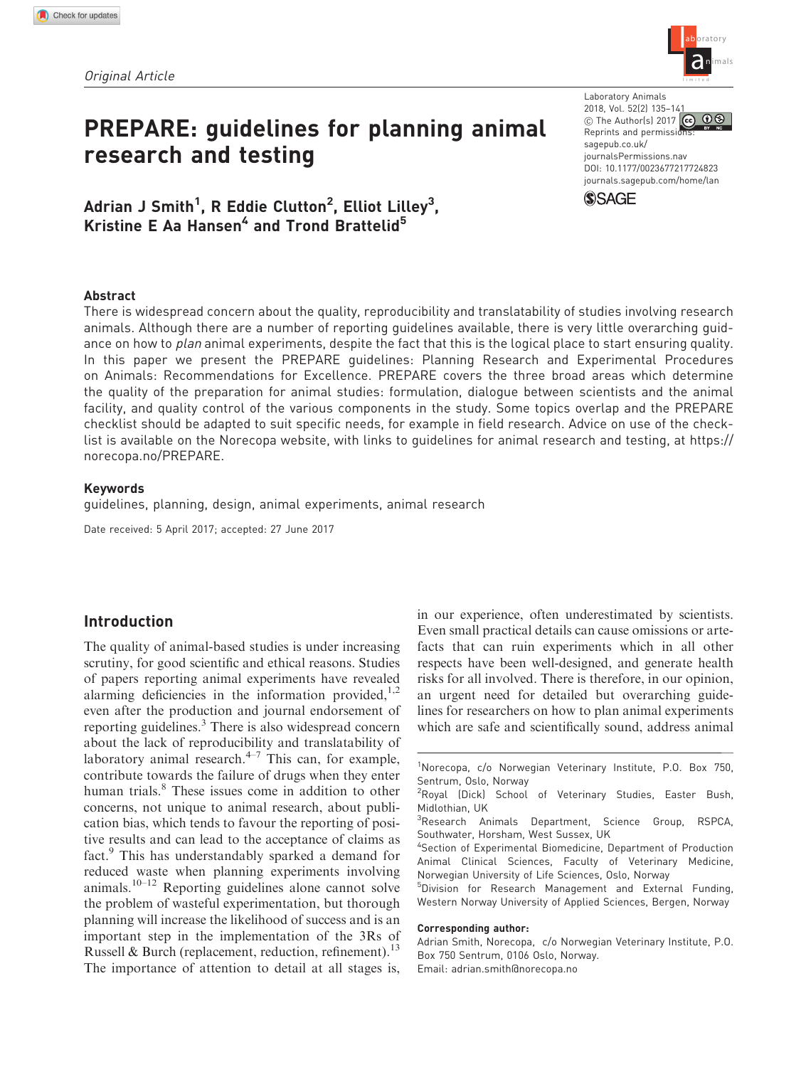Original Article

# PREPARE: guidelines for planning animal research and testing

**Adrian J Smith[1], R Eddie Clutton[2], Elliot Lilley[3], Kristine E Aa Hansen[4] and Trond Brattelid[5]**

Laboratory Animals
2018, Vol. 52(2) 135–141
© The Author(s) 2017
Reprints and permissions: sagepub.co.uk/journalsPermissions.nav
DOI: 10.1177/0023677217724823
journals.sagepub.com/home/lan

## Abstract

There is widespread concern about the quality, reproducibility and translatability of studies involving research animals. Although there are a number of reporting guidelines available, there is very little overarching guidance on how to *plan* animal experiments, despite the fact that this is the logical place to start ensuring quality. In this paper we present the PREPARE guidelines: Planning Research and Experimental Procedures on Animals: Recommendations for Excellence. PREPARE covers the three broad areas which determine the quality of the preparation for animal studies: formulation, dialogue between scientists and the animal facility, and quality control of the various components in the study. Some topics overlap and the PREPARE checklist should be adapted to suit specific needs, for example in field research. Advice on use of the checklist is available on the Norecopa website, with links to guidelines for animal research and testing, at https://norecopa.no/PREPARE.

## Keywords

guidelines, planning, design, animal experiments, animal research

Date received: 5 April 2017; accepted: 27 June 2017

## Introduction

The quality of animal-based studies is under increasing scrutiny, for good scientific and ethical reasons. Studies of papers reporting animal experiments have revealed alarming deficiencies in the information provided,[1,2] even after the production and journal endorsement of reporting guidelines.[3] There is also widespread concern about the lack of reproducibility and translatability of laboratory animal research.[4–7] This can, for example, contribute towards the failure of drugs when they enter human trials.[8] These issues come in addition to other concerns, not unique to animal research, about publication bias, which tends to favour the reporting of positive results and can lead to the acceptance of claims as fact.[9] This has understandably sparked a demand for reduced waste when planning experiments involving animals.[10–12] Reporting guidelines alone cannot solve the problem of wasteful experimentation, but thorough planning will increase the likelihood of success and is an important step in the implementation of the 3Rs of Russell & Burch (replacement, reduction, refinement).[13] The importance of attention to detail at all stages is, in our experience, often underestimated by scientists. Even small practical details can cause omissions or artefacts that can ruin experiments which in all other respects have been well-designed, and generate health risks for all involved. There is therefore, in our opinion, an urgent need for detailed but overarching guidelines for researchers on how to plan animal experiments which are safe and scientifically sound, address animal

[1]Norecopa, c/o Norwegian Veterinary Institute, P.O. Box 750, Sentrum, Oslo, Norway
[2]Royal (Dick) School of Veterinary Studies, Easter Bush, Midlothian, UK
[3]Research Animals Department, Science Group, RSPCA, Southwater, Horsham, West Sussex, UK
[4]Section of Experimental Biomedicine, Department of Production Animal Clinical Sciences, Faculty of Veterinary Medicine, Norwegian University of Life Sciences, Oslo, Norway
[5]Division for Research Management and External Funding, Western Norway University of Applied Sciences, Bergen, Norway

**Corresponding author:**
Adrian Smith, Norecopa, c/o Norwegian Veterinary Institute, P.O. Box 750 Sentrum, 0106 Oslo, Norway.
Email: adrian.smith@norecopa.no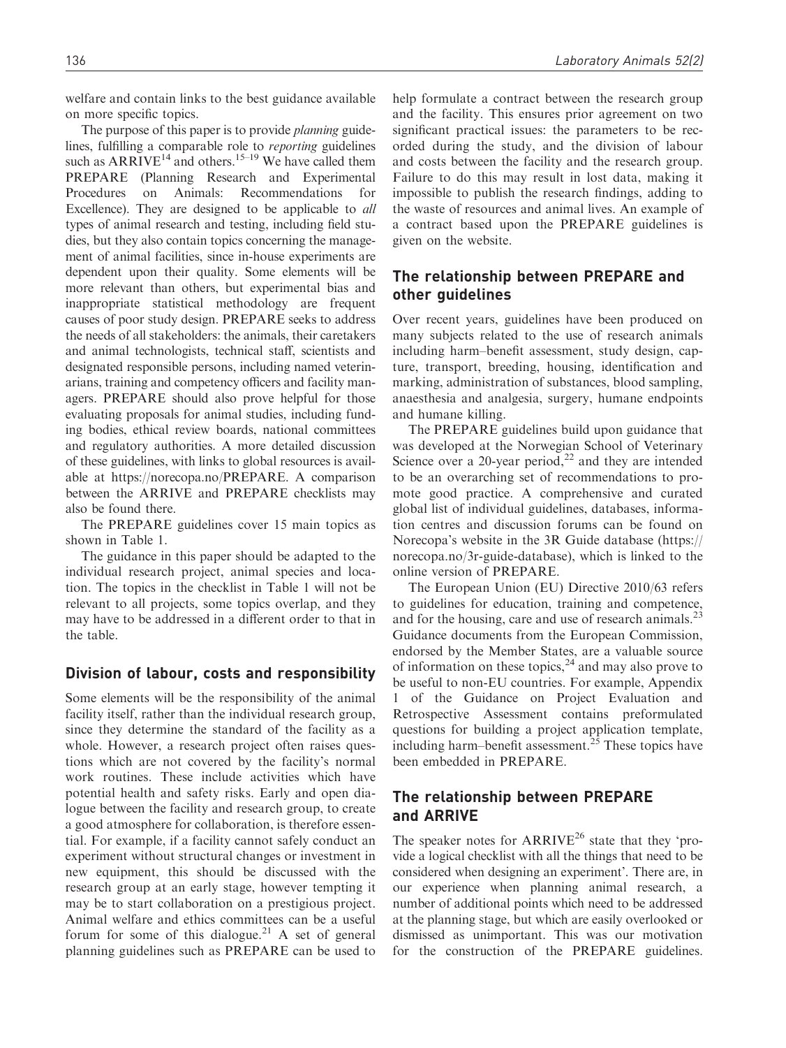welfare and contain links to the best guidance available on more specific topics.

The purpose of this paper is to provide *planning* guidelines, fulfilling a comparable role to *reporting* guidelines such as ARRIVE[14] and others.[15–19] We have called them PREPARE (Planning Research and Experimental Procedures on Animals: Recommendations for Excellence). They are designed to be applicable to *all* types of animal research and testing, including field studies, but they also contain topics concerning the management of animal facilities, since in-house experiments are dependent upon their quality. Some elements will be more relevant than others, but experimental bias and inappropriate statistical methodology are frequent causes of poor study design. PREPARE seeks to address the needs of all stakeholders: the animals, their caretakers and animal technologists, technical staff, scientists and designated responsible persons, including named veterinarians, training and competency officers and facility managers. PREPARE should also prove helpful for those evaluating proposals for animal studies, including funding bodies, ethical review boards, national committees and regulatory authorities. A more detailed discussion of these guidelines, with links to global resources is available at https://norecopa.no/PREPARE. A comparison between the ARRIVE and PREPARE checklists may also be found there.

The PREPARE guidelines cover 15 main topics as shown in Table 1.

The guidance in this paper should be adapted to the individual research project, animal species and location. The topics in the checklist in Table 1 will not be relevant to all projects, some topics overlap, and they may have to be addressed in a different order to that in the table.

## Division of labour, costs and responsibility

Some elements will be the responsibility of the animal facility itself, rather than the individual research group, since they determine the standard of the facility as a whole. However, a research project often raises questions which are not covered by the facility's normal work routines. These include activities which have potential health and safety risks. Early and open dialogue between the facility and research group, to create a good atmosphere for collaboration, is therefore essential. For example, if a facility cannot safely conduct an experiment without structural changes or investment in new equipment, this should be discussed with the research group at an early stage, however tempting it may be to start collaboration on a prestigious project. Animal welfare and ethics committees can be a useful forum for some of this dialogue.[21] A set of general planning guidelines such as PREPARE can be used to help formulate a contract between the research group and the facility. This ensures prior agreement on two significant practical issues: the parameters to be recorded during the study, and the division of labour and costs between the facility and the research group. Failure to do this may result in lost data, making it impossible to publish the research findings, adding to the waste of resources and animal lives. An example of a contract based upon the PREPARE guidelines is given on the website.

## The relationship between PREPARE and other guidelines

Over recent years, guidelines have been produced on many subjects related to the use of research animals including harm–benefit assessment, study design, capture, transport, breeding, housing, identification and marking, administration of substances, blood sampling, anaesthesia and analgesia, surgery, humane endpoints and humane killing.

The PREPARE guidelines build upon guidance that was developed at the Norwegian School of Veterinary Science over a 20-year period,[22] and they are intended to be an overarching set of recommendations to promote good practice. A comprehensive and curated global list of individual guidelines, databases, information centres and discussion forums can be found on Norecopa's website in the 3R Guide database (https://norecopa.no/3r-guide-database), which is linked to the online version of PREPARE.

The European Union (EU) Directive 2010/63 refers to guidelines for education, training and competence, and for the housing, care and use of research animals.[23] Guidance documents from the European Commission, endorsed by the Member States, are a valuable source of information on these topics,[24] and may also prove to be useful to non-EU countries. For example, Appendix 1 of the Guidance on Project Evaluation and Retrospective Assessment contains preformulated questions for building a project application template, including harm–benefit assessment.[25] These topics have been embedded in PREPARE.

## The relationship between PREPARE and ARRIVE

The speaker notes for ARRIVE[26] state that they 'provide a logical checklist with all the things that need to be considered when designing an experiment'. There are, in our experience when planning animal research, a number of additional points which need to be addressed at the planning stage, but which are easily overlooked or dismissed as unimportant. This was our motivation for the construction of the PREPARE guidelines.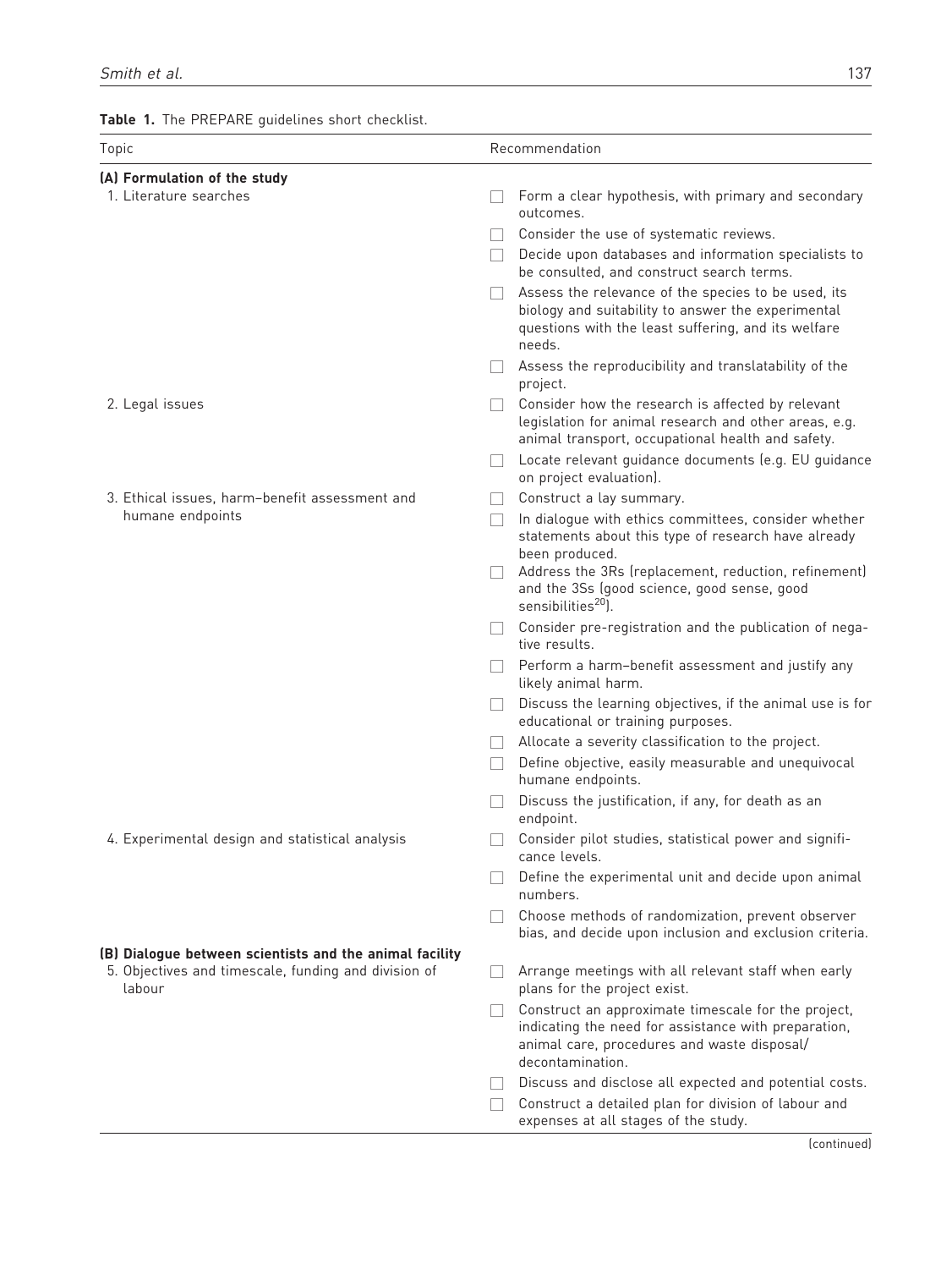**Table 1.** The PREPARE guidelines short checklist.

| Topic | Recommendation |
|---|---|
| **(A) Formulation of the study** | |
| 1. Literature searches | ☐ Form a clear hypothesis, with primary and secondary outcomes. |
| | ☐ Consider the use of systematic reviews. |
| | ☐ Decide upon databases and information specialists to be consulted, and construct search terms. |
| | ☐ Assess the relevance of the species to be used, its biology and suitability to answer the experimental questions with the least suffering, and its welfare needs. |
| | ☐ Assess the reproducibility and translatability of the project. |
| 2. Legal issues | ☐ Consider how the research is affected by relevant legislation for animal research and other areas, e.g. animal transport, occupational health and safety. |
| | ☐ Locate relevant guidance documents (e.g. EU guidance on project evaluation). |
| 3. Ethical issues, harm–benefit assessment and humane endpoints | ☐ Construct a lay summary. |
| | ☐ In dialogue with ethics committees, consider whether statements about this type of research have already been produced. |
| | ☐ Address the 3Rs (replacement, reduction, refinement) and the 3Ss (good science, good sense, good sensibilities[20]). |
| | ☐ Consider pre-registration and the publication of negative results. |
| | ☐ Perform a harm–benefit assessment and justify any likely animal harm. |
| | ☐ Discuss the learning objectives, if the animal use is for educational or training purposes. |
| | ☐ Allocate a severity classification to the project. |
| | ☐ Define objective, easily measurable and unequivocal humane endpoints. |
| | ☐ Discuss the justification, if any, for death as an endpoint. |
| 4. Experimental design and statistical analysis | ☐ Consider pilot studies, statistical power and significance levels. |
| | ☐ Define the experimental unit and decide upon animal numbers. |
| | ☐ Choose methods of randomization, prevent observer bias, and decide upon inclusion and exclusion criteria. |
| **(B) Dialogue between scientists and the animal facility** | |
| 5. Objectives and timescale, funding and division of labour | ☐ Arrange meetings with all relevant staff when early plans for the project exist. |
| | ☐ Construct an approximate timescale for the project, indicating the need for assistance with preparation, animal care, procedures and waste disposal/decontamination. |
| | ☐ Discuss and disclose all expected and potential costs. |
| | ☐ Construct a detailed plan for division of labour and expenses at all stages of the study. |

(continued)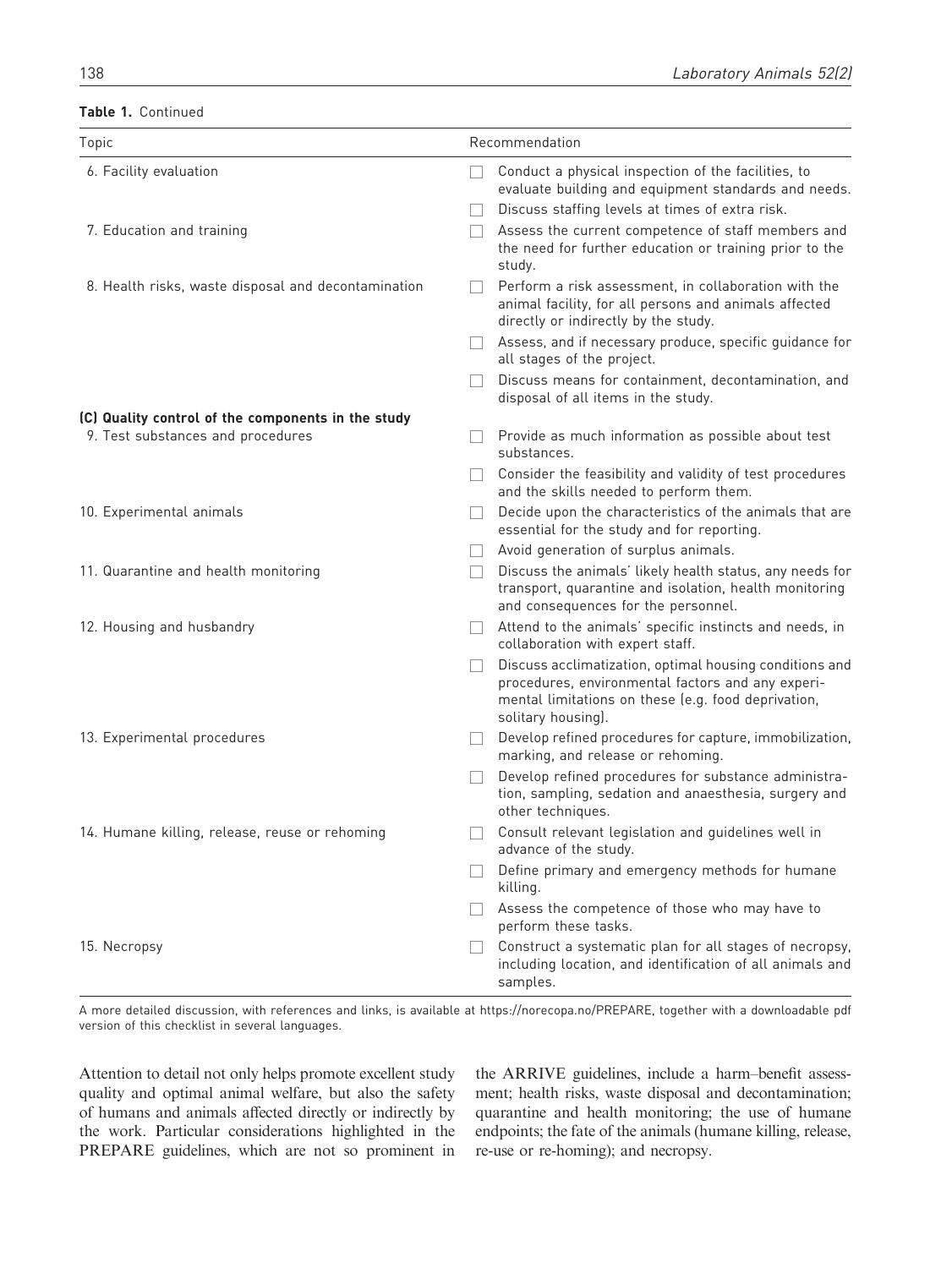**Table 1.** Continued

| Topic | Recommendation |
|---|---|
| 6. Facility evaluation | ☐ Conduct a physical inspection of the facilities, to evaluate building and equipment standards and needs. |
| | ☐ Discuss staffing levels at times of extra risk. |
| 7. Education and training | ☐ Assess the current competence of staff members and the need for further education or training prior to the study. |
| 8. Health risks, waste disposal and decontamination | ☐ Perform a risk assessment, in collaboration with the animal facility, for all persons and animals affected directly or indirectly by the study. |
| | ☐ Assess, and if necessary produce, specific guidance for all stages of the project. |
| | ☐ Discuss means for containment, decontamination, and disposal of all items in the study. |
| **(C) Quality control of the components in the study** | |
| 9. Test substances and procedures | ☐ Provide as much information as possible about test substances. |
| | ☐ Consider the feasibility and validity of test procedures and the skills needed to perform them. |
| 10. Experimental animals | ☐ Decide upon the characteristics of the animals that are essential for the study and for reporting. |
| | ☐ Avoid generation of surplus animals. |
| 11. Quarantine and health monitoring | ☐ Discuss the animals' likely health status, any needs for transport, quarantine and isolation, health monitoring and consequences for the personnel. |
| 12. Housing and husbandry | ☐ Attend to the animals' specific instincts and needs, in collaboration with expert staff. |
| | ☐ Discuss acclimatization, optimal housing conditions and procedures, environmental factors and any experimental limitations on these (e.g. food deprivation, solitary housing). |
| 13. Experimental procedures | ☐ Develop refined procedures for capture, immobilization, marking, and release or rehoming. |
| | ☐ Develop refined procedures for substance administration, sampling, sedation and anaesthesia, surgery and other techniques. |
| 14. Humane killing, release, reuse or rehoming | ☐ Consult relevant legislation and guidelines well in advance of the study. |
| | ☐ Define primary and emergency methods for humane killing. |
| | ☐ Assess the competence of those who may have to perform these tasks. |
| 15. Necropsy | ☐ Construct a systematic plan for all stages of necropsy, including location, and identification of all animals and samples. |

A more detailed discussion, with references and links, is available at https://norecopa.no/PREPARE, together with a downloadable pdf version of this checklist in several languages.

Attention to detail not only helps promote excellent study quality and optimal animal welfare, but also the safety of humans and animals affected directly or indirectly by the work. Particular considerations highlighted in the PREPARE guidelines, which are not so prominent in the ARRIVE guidelines, include a harm–benefit assessment; health risks, waste disposal and decontamination; quarantine and health monitoring; the use of humane endpoints; the fate of the animals (humane killing, release, re-use or re-homing); and necropsy.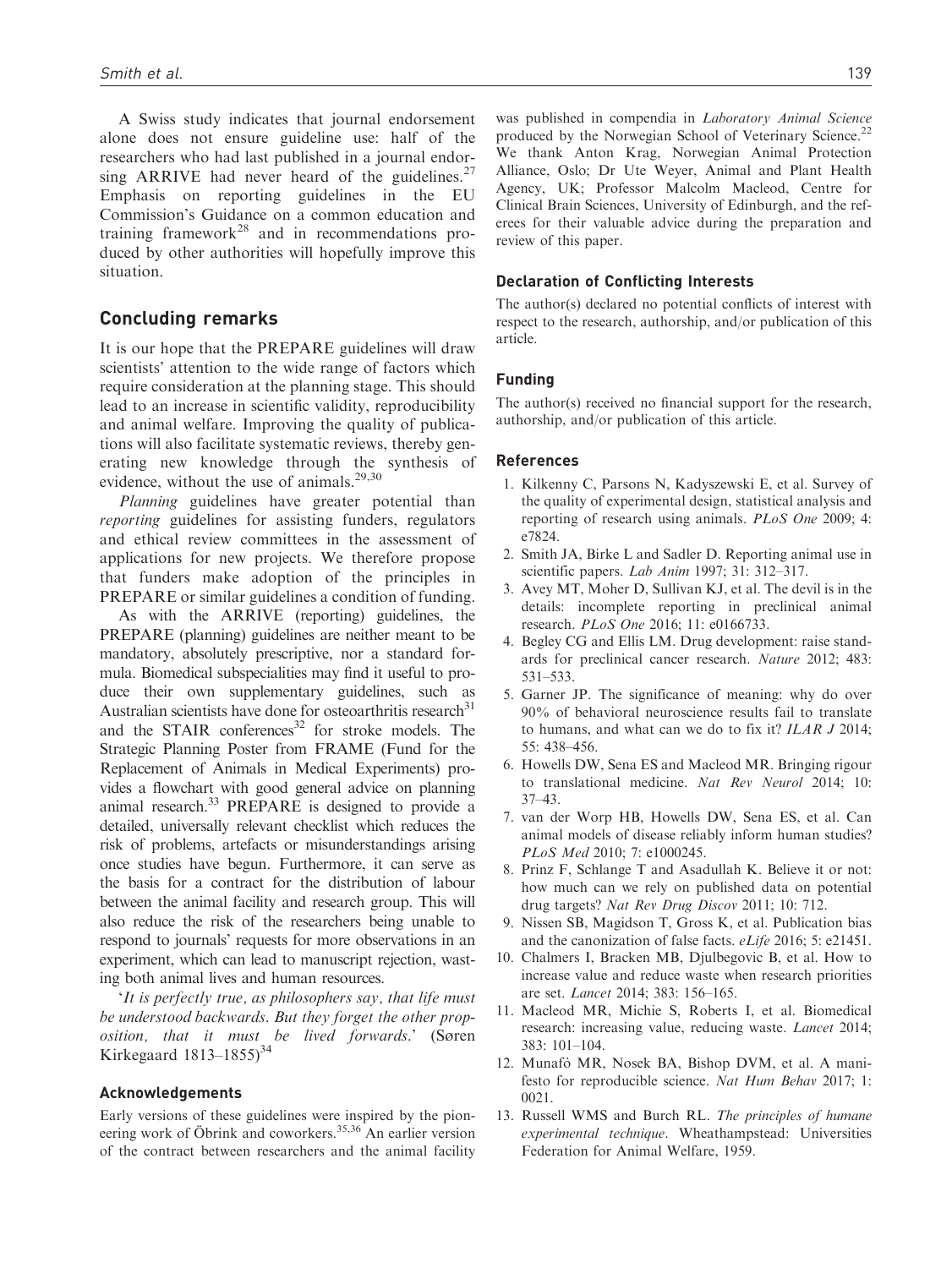A Swiss study indicates that journal endorsement alone does not ensure guideline use: half of the researchers who had last published in a journal endorsing ARRIVE had never heard of the guidelines.[27] Emphasis on reporting guidelines in the EU Commission's Guidance on a common education and training framework[28] and in recommendations produced by other authorities will hopefully improve this situation.

## Concluding remarks

It is our hope that the PREPARE guidelines will draw scientists' attention to the wide range of factors which require consideration at the planning stage. This should lead to an increase in scientific validity, reproducibility and animal welfare. Improving the quality of publications will also facilitate systematic reviews, thereby generating new knowledge through the synthesis of evidence, without the use of animals.[29,30]

*Planning* guidelines have greater potential than *reporting* guidelines for assisting funders, regulators and ethical review committees in the assessment of applications for new projects. We therefore propose that funders make adoption of the principles in PREPARE or similar guidelines a condition of funding.

As with the ARRIVE (reporting) guidelines, the PREPARE (planning) guidelines are neither meant to be mandatory, absolutely prescriptive, nor a standard formula. Biomedical subspecialities may find it useful to produce their own supplementary guidelines, such as Australian scientists have done for osteoarthritis research[31] and the STAIR conferences[32] for stroke models. The Strategic Planning Poster from FRAME (Fund for the Replacement of Animals in Medical Experiments) provides a flowchart with good general advice on planning animal research.[33] PREPARE is designed to provide a detailed, universally relevant checklist which reduces the risk of problems, artefacts or misunderstandings arising once studies have begun. Furthermore, it can serve as the basis for a contract for the distribution of labour between the animal facility and research group. This will also reduce the risk of the researchers being unable to respond to journals' requests for more observations in an experiment, which can lead to manuscript rejection, wasting both animal lives and human resources.

'*It is perfectly true, as philosophers say, that life must be understood backwards. But they forget the other proposition, that it must be lived forwards.*' (Søren Kirkegaard 1813–1855)[34]

### Acknowledgements

Early versions of these guidelines were inspired by the pioneering work of Öbrink and coworkers.[35,36] An earlier version of the contract between researchers and the animal facility was published in compendia in *Laboratory Animal Science* produced by the Norwegian School of Veterinary Science.[22] We thank Anton Krag, Norwegian Animal Protection Alliance, Oslo; Dr Ute Weyer, Animal and Plant Health Agency, UK; Professor Malcolm Macleod, Centre for Clinical Brain Sciences, University of Edinburgh, and the referees for their valuable advice during the preparation and review of this paper.

### Declaration of Conflicting Interests

The author(s) declared no potential conflicts of interest with respect to the research, authorship, and/or publication of this article.

### Funding

The author(s) received no financial support for the research, authorship, and/or publication of this article.

### References

1. Kilkenny C, Parsons N, Kadyszewski E, et al. Survey of the quality of experimental design, statistical analysis and reporting of research using animals. *PLoS One* 2009; 4: e7824.
2. Smith JA, Birke L and Sadler D. Reporting animal use in scientific papers. *Lab Anim* 1997; 31: 312–317.
3. Avey MT, Moher D, Sullivan KJ, et al. The devil is in the details: incomplete reporting in preclinical animal research. *PLoS One* 2016; 11: e0166733.
4. Begley CG and Ellis LM. Drug development: raise standards for preclinical cancer research. *Nature* 2012; 483: 531–533.
5. Garner JP. The significance of meaning: why do over 90% of behavioral neuroscience results fail to translate to humans, and what can we do to fix it? *ILAR J* 2014; 55: 438–456.
6. Howells DW, Sena ES and Macleod MR. Bringing rigour to translational medicine. *Nat Rev Neurol* 2014; 10: 37–43.
7. van der Worp HB, Howells DW, Sena ES, et al. Can animal models of disease reliably inform human studies? *PLoS Med* 2010; 7: e1000245.
8. Prinz F, Schlange T and Asadullah K. Believe it or not: how much can we rely on published data on potential drug targets? *Nat Rev Drug Discov* 2011; 10: 712.
9. Nissen SB, Magidson T, Gross K, et al. Publication bias and the canonization of false facts. *eLife* 2016; 5: e21451.
10. Chalmers I, Bracken MB, Djulbegovic B, et al. How to increase value and reduce waste when research priorities are set. *Lancet* 2014; 383: 156–165.
11. Macleod MR, Michie S, Roberts I, et al. Biomedical research: increasing value, reducing waste. *Lancet* 2014; 383: 101–104.
12. Munafò MR, Nosek BA, Bishop DVM, et al. A manifesto for reproducible science. *Nat Hum Behav* 2017; 1: 0021.
13. Russell WMS and Burch RL. *The principles of humane experimental technique*. Wheathampstead: Universities Federation for Animal Welfare, 1959.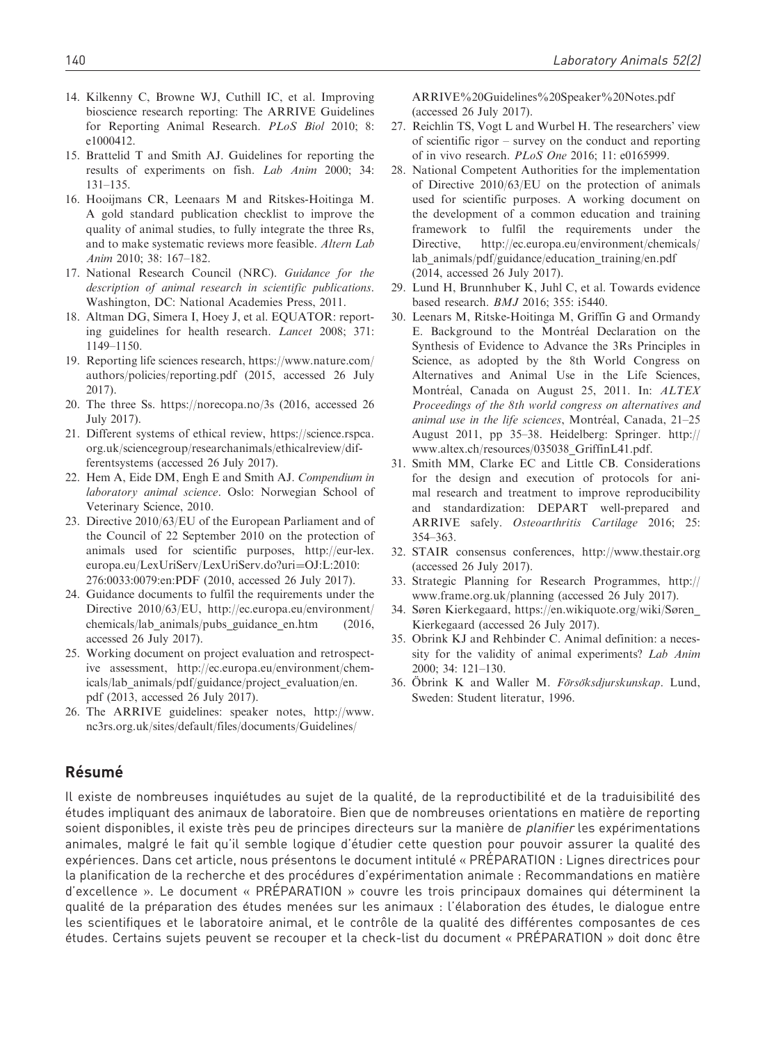14. Kilkenny C, Browne WJ, Cuthill IC, et al. Improving bioscience research reporting: The ARRIVE Guidelines for Reporting Animal Research. *PLoS Biol* 2010; 8: e1000412.
15. Brattelid T and Smith AJ. Guidelines for reporting the results of experiments on fish. *Lab Anim* 2000; 34: 131–135.
16. Hooijmans CR, Leenaars M and Ritskes-Hoitinga M. A gold standard publication checklist to improve the quality of animal studies, to fully integrate the three Rs, and to make systematic reviews more feasible. *Altern Lab Anim* 2010; 38: 167–182.
17. National Research Council (NRC). *Guidance for the description of animal research in scientific publications*. Washington, DC: National Academies Press, 2011.
18. Altman DG, Simera I, Hoey J, et al. EQUATOR: reporting guidelines for health research. *Lancet* 2008; 371: 1149–1150.
19. Reporting life sciences research, https://www.nature.com/authors/policies/reporting.pdf (2015, accessed 26 July 2017).
20. The three Ss. https://norecopa.no/3s (2016, accessed 26 July 2017).
21. Different systems of ethical review, https://science.rspca.org.uk/sciencegroup/researchanimals/ethicalreview/differentsystems (accessed 26 July 2017).
22. Hem A, Eide DM, Engh E and Smith AJ. *Compendium in laboratory animal science*. Oslo: Norwegian School of Veterinary Science, 2010.
23. Directive 2010/63/EU of the European Parliament and of the Council of 22 September 2010 on the protection of animals used for scientific purposes, http://eur-lex.europa.eu/LexUriServ/LexUriServ.do?uri=OJ:L:2010:276:0033:0079:en:PDF (2010, accessed 26 July 2017).
24. Guidance documents to fulfil the requirements under the Directive 2010/63/EU, http://ec.europa.eu/environment/chemicals/lab_animals/pubs_guidance_en.htm (2016, accessed 26 July 2017).
25. Working document on project evaluation and retrospective assessment, http://ec.europa.eu/environment/chemicals/lab_animals/pdf/guidance/project_evaluation/en.pdf (2013, accessed 26 July 2017).
26. The ARRIVE guidelines: speaker notes, http://www.nc3rs.org.uk/sites/default/files/documents/Guidelines/ARRIVE%20Guidelines%20Speaker%20Notes.pdf (accessed 26 July 2017).
27. Reichlin TS, Vogt L and Wurbel H. The researchers' view of scientific rigor – survey on the conduct and reporting of in vivo research. *PLoS One* 2016; 11: e0165999.
28. National Competent Authorities for the implementation of Directive 2010/63/EU on the protection of animals used for scientific purposes. A working document on the development of a common education and training framework to fulfil the requirements under the Directive, http://ec.europa.eu/environment/chemicals/lab_animals/pdf/guidance/education_training/en.pdf (2014, accessed 26 July 2017).
29. Lund H, Brunnhuber K, Juhl C, et al. Towards evidence based research. *BMJ* 2016; 355: i5440.
30. Leenars M, Ritske-Hoitinga M, Griffin G and Ormandy E. Background to the Montréal Declaration on the Synthesis of Evidence to Advance the 3Rs Principles in Science, as adopted by the 8th World Congress on Alternatives and Animal Use in the Life Sciences, Montréal, Canada on August 25, 2011. In: *ALTEX Proceedings of the 8th world congress on alternatives and animal use in the life sciences*, Montréal, Canada, 21–25 August 2011, pp 35–38. Heidelberg: Springer. http://www.altex.ch/resources/035038_GriffinL41.pdf.
31. Smith MM, Clarke EC and Little CB. Considerations for the design and execution of protocols for animal research and treatment to improve reproducibility and standardization: DEPART well-prepared and ARRIVE safely. *Osteoarthritis Cartilage* 2016; 25: 354–363.
32. STAIR consensus conferences, http://www.thestair.org (accessed 26 July 2017).
33. Strategic Planning for Research Programmes, http://www.frame.org.uk/planning (accessed 26 July 2017).
34. Søren Kierkegaard, https://en.wikiquote.org/wiki/Søren_Kierkegaard (accessed 26 July 2017).
35. Obrink KJ and Rehbinder C. Animal definition: a necessity for the validity of animal experiments? *Lab Anim* 2000; 34: 121–130.
36. Öbrink K and Waller M. *Försöksdjurskunskap*. Lund, Sweden: Student literatur, 1996.

## Résumé

Il existe de nombreuses inquiétudes au sujet de la qualité, de la reproductibilité et de la traduisibilité des études impliquant des animaux de laboratoire. Bien que de nombreuses orientations en matière de reporting soient disponibles, il existe très peu de principes directeurs sur la manière de *planifier* les expérimentations animales, malgré le fait qu'il semble logique d'étudier cette question pour pouvoir assurer la qualité des expériences. Dans cet article, nous présentons le document intitulé « PRÉPARATION : Lignes directrices pour la planification de la recherche et des procédures d'expérimentation animale : Recommandations en matière d'excellence ». Le document « PRÉPARATION » couvre les trois principaux domaines qui déterminent la qualité de la préparation des études menées sur les animaux : l'élaboration des études, le dialogue entre les scientifiques et le laboratoire animal, et le contrôle de la qualité des différentes composantes de ces études. Certains sujets peuvent se recouper et la check-list du document « PRÉPARATION » doit donc être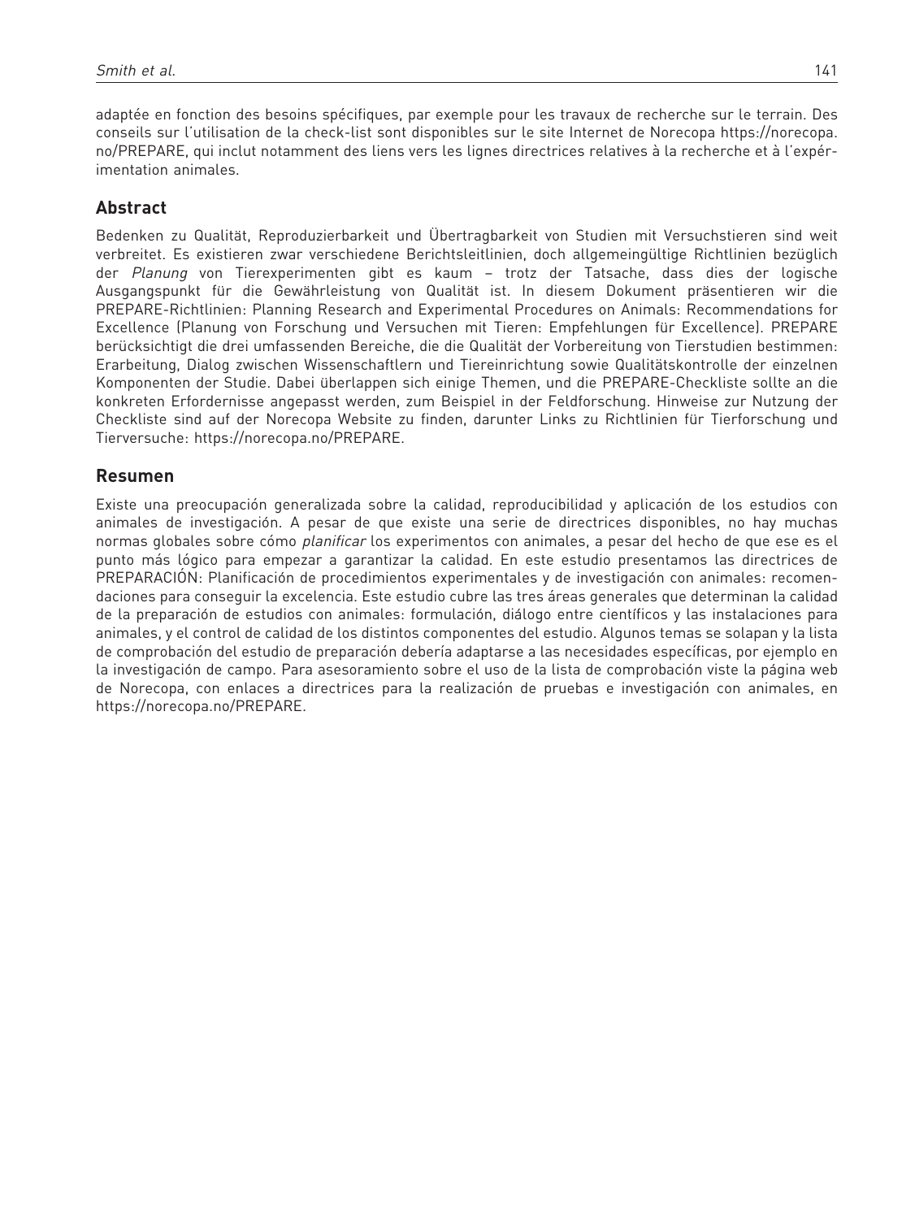adaptée en fonction des besoins spécifiques, par exemple pour les travaux de recherche sur le terrain. Des conseils sur l'utilisation de la check-list sont disponibles sur le site Internet de Norecopa https://norecopa.no/PREPARE, qui inclut notamment des liens vers les lignes directrices relatives à la recherche et à l'expérimentation animales.

## Abstract

Bedenken zu Qualität, Reproduzierbarkeit und Übertragbarkeit von Studien mit Versuchstieren sind weit verbreitet. Es existieren zwar verschiedene Berichtsleitlinien, doch allgemeingültige Richtlinien bezüglich der *Planung* von Tierexperimenten gibt es kaum – trotz der Tatsache, dass dies der logische Ausgangspunkt für die Gewährleistung von Qualität ist. In diesem Dokument präsentieren wir die PREPARE-Richtlinien: Planning Research and Experimental Procedures on Animals: Recommendations for Excellence (Planung von Forschung und Versuchen mit Tieren: Empfehlungen für Excellence). PREPARE berücksichtigt die drei umfassenden Bereiche, die die Qualität der Vorbereitung von Tierstudien bestimmen: Erarbeitung, Dialog zwischen Wissenschaftlern und Tiereinrichtung sowie Qualitätskontrolle der einzelnen Komponenten der Studie. Dabei überlappen sich einige Themen, und die PREPARE-Checkliste sollte an die konkreten Erfordernisse angepasst werden, zum Beispiel in der Feldforschung. Hinweise zur Nutzung der Checkliste sind auf der Norecopa Website zu finden, darunter Links zu Richtlinien für Tierforschung und Tierversuche: https://norecopa.no/PREPARE.

## Resumen

Existe una preocupación generalizada sobre la calidad, reproducibilidad y aplicación de los estudios con animales de investigación. A pesar de que existe una serie de directrices disponibles, no hay muchas normas globales sobre cómo *planificar* los experimentos con animales, a pesar del hecho de que ese es el punto más lógico para empezar a garantizar la calidad. En este estudio presentamos las directrices de PREPARACIÓN: Planificación de procedimientos experimentales y de investigación con animales: recomendaciones para conseguir la excelencia. Este estudio cubre las tres áreas generales que determinan la calidad de la preparación de estudios con animales: formulación, diálogo entre científicos y las instalaciones para animales, y el control de calidad de los distintos componentes del estudio. Algunos temas se solapan y la lista de comprobación del estudio de preparación debería adaptarse a las necesidades específicas, por ejemplo en la investigación de campo. Para asesoramiento sobre el uso de la lista de comprobación viste la página web de Norecopa, con enlaces a directrices para la realización de pruebas e investigación con animales, en https://norecopa.no/PREPARE.